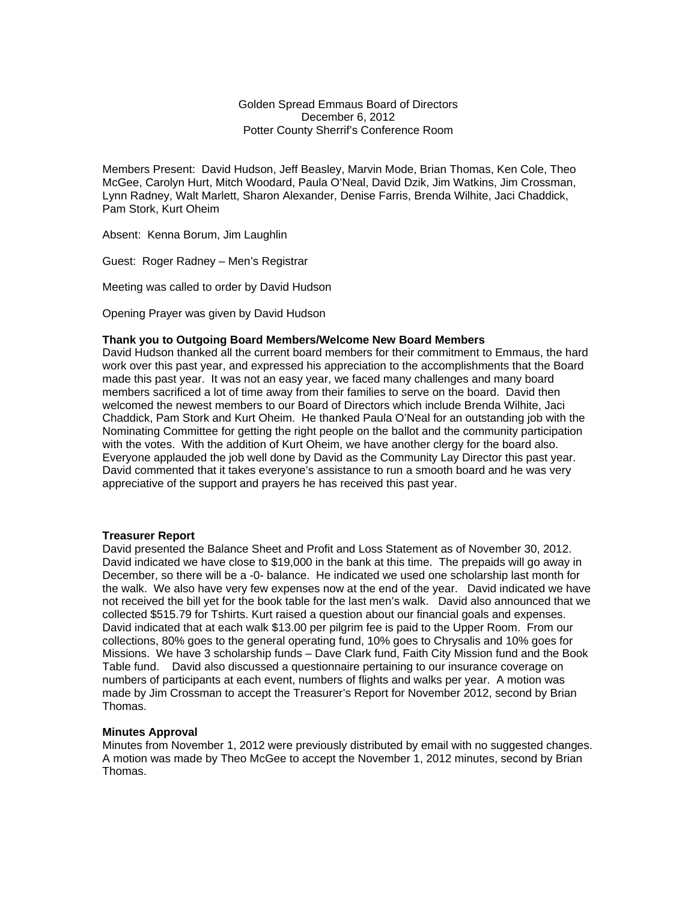Golden Spread Emmaus Board of Directors
December 6, 2012
Potter County Sherrif's Conference Room

Members Present: David Hudson, Jeff Beasley, Marvin Mode, Brian Thomas, Ken Cole, Theo McGee, Carolyn Hurt, Mitch Woodard, Paula O'Neal, David Dzik, Jim Watkins, Jim Crossman, Lynn Radney, Walt Marlett, Sharon Alexander, Denise Farris, Brenda Wilhite, Jaci Chaddick, Pam Stork, Kurt Oheim

Absent: Kenna Borum, Jim Laughlin

Guest: Roger Radney – Men's Registrar

Meeting was called to order by David Hudson

Opening Prayer was given by David Hudson

**Thank you to Outgoing Board Members/Welcome New Board Members**

David Hudson thanked all the current board members for their commitment to Emmaus, the hard work over this past year, and expressed his appreciation to the accomplishments that the Board made this past year. It was not an easy year, we faced many challenges and many board members sacrificed a lot of time away from their families to serve on the board. David then welcomed the newest members to our Board of Directors which include Brenda Wilhite, Jaci Chaddick, Pam Stork and Kurt Oheim. He thanked Paula O'Neal for an outstanding job with the Nominating Committee for getting the right people on the ballot and the community participation with the votes. With the addition of Kurt Oheim, we have another clergy for the board also. Everyone applauded the job well done by David as the Community Lay Director this past year. David commented that it takes everyone's assistance to run a smooth board and he was very appreciative of the support and prayers he has received this past year.

**Treasurer Report**

David presented the Balance Sheet and Profit and Loss Statement as of November 30, 2012. David indicated we have close to $19,000 in the bank at this time. The prepaids will go away in December, so there will be a -0- balance. He indicated we used one scholarship last month for the walk. We also have very few expenses now at the end of the year. David indicated we have not received the bill yet for the book table for the last men's walk. David also announced that we collected $515.79 for Tshirts. Kurt raised a question about our financial goals and expenses. David indicated that at each walk $13.00 per pilgrim fee is paid to the Upper Room. From our collections, 80% goes to the general operating fund, 10% goes to Chrysalis and 10% goes for Missions. We have 3 scholarship funds – Dave Clark fund, Faith City Mission fund and the Book Table fund. David also discussed a questionnaire pertaining to our insurance coverage on numbers of participants at each event, numbers of flights and walks per year. A motion was made by Jim Crossman to accept the Treasurer's Report for November 2012, second by Brian Thomas.

**Minutes Approval**

Minutes from November 1, 2012 were previously distributed by email with no suggested changes. A motion was made by Theo McGee to accept the November 1, 2012 minutes, second by Brian Thomas.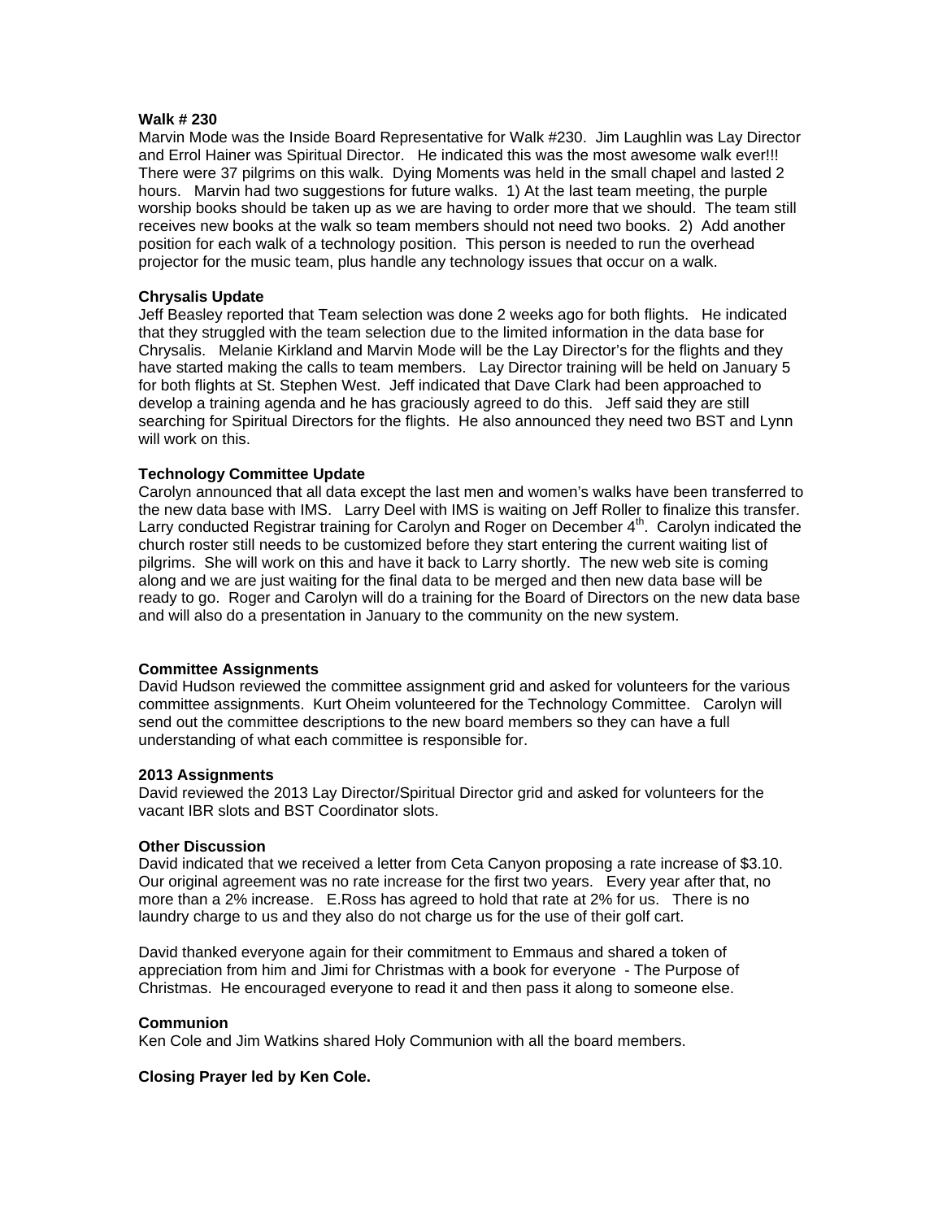**Walk # 230**

Marvin Mode was the Inside Board Representative for Walk #230. Jim Laughlin was Lay Director and Errol Hainer was Spiritual Director. He indicated this was the most awesome walk ever!!! There were 37 pilgrims on this walk. Dying Moments was held in the small chapel and lasted 2 hours. Marvin had two suggestions for future walks. 1) At the last team meeting, the purple worship books should be taken up as we are having to order more that we should. The team still receives new books at the walk so team members should not need two books. 2) Add another position for each walk of a technology position. This person is needed to run the overhead projector for the music team, plus handle any technology issues that occur on a walk.

**Chrysalis Update**

Jeff Beasley reported that Team selection was done 2 weeks ago for both flights. He indicated that they struggled with the team selection due to the limited information in the data base for Chrysalis. Melanie Kirkland and Marvin Mode will be the Lay Director's for the flights and they have started making the calls to team members. Lay Director training will be held on January 5 for both flights at St. Stephen West. Jeff indicated that Dave Clark had been approached to develop a training agenda and he has graciously agreed to do this. Jeff said they are still searching for Spiritual Directors for the flights. He also announced they need two BST and Lynn will work on this.

**Technology Committee Update**

Carolyn announced that all data except the last men and women's walks have been transferred to the new data base with IMS. Larry Deel with IMS is waiting on Jeff Roller to finalize this transfer. Larry conducted Registrar training for Carolyn and Roger on December 4th. Carolyn indicated the church roster still needs to be customized before they start entering the current waiting list of pilgrims. She will work on this and have it back to Larry shortly. The new web site is coming along and we are just waiting for the final data to be merged and then new data base will be ready to go. Roger and Carolyn will do a training for the Board of Directors on the new data base and will also do a presentation in January to the community on the new system.

**Committee Assignments**

David Hudson reviewed the committee assignment grid and asked for volunteers for the various committee assignments. Kurt Oheim volunteered for the Technology Committee. Carolyn will send out the committee descriptions to the new board members so they can have a full understanding of what each committee is responsible for.

**2013 Assignments**

David reviewed the 2013 Lay Director/Spiritual Director grid and asked for volunteers for the vacant IBR slots and BST Coordinator slots.

**Other Discussion**

David indicated that we received a letter from Ceta Canyon proposing a rate increase of $3.10. Our original agreement was no rate increase for the first two years. Every year after that, no more than a 2% increase. E.Ross has agreed to hold that rate at 2% for us. There is no laundry charge to us and they also do not charge us for the use of their golf cart.

David thanked everyone again for their commitment to Emmaus and shared a token of appreciation from him and Jimi for Christmas with a book for everyone - The Purpose of Christmas. He encouraged everyone to read it and then pass it along to someone else.

**Communion**

Ken Cole and Jim Watkins shared Holy Communion with all the board members.

**Closing Prayer led by Ken Cole.**